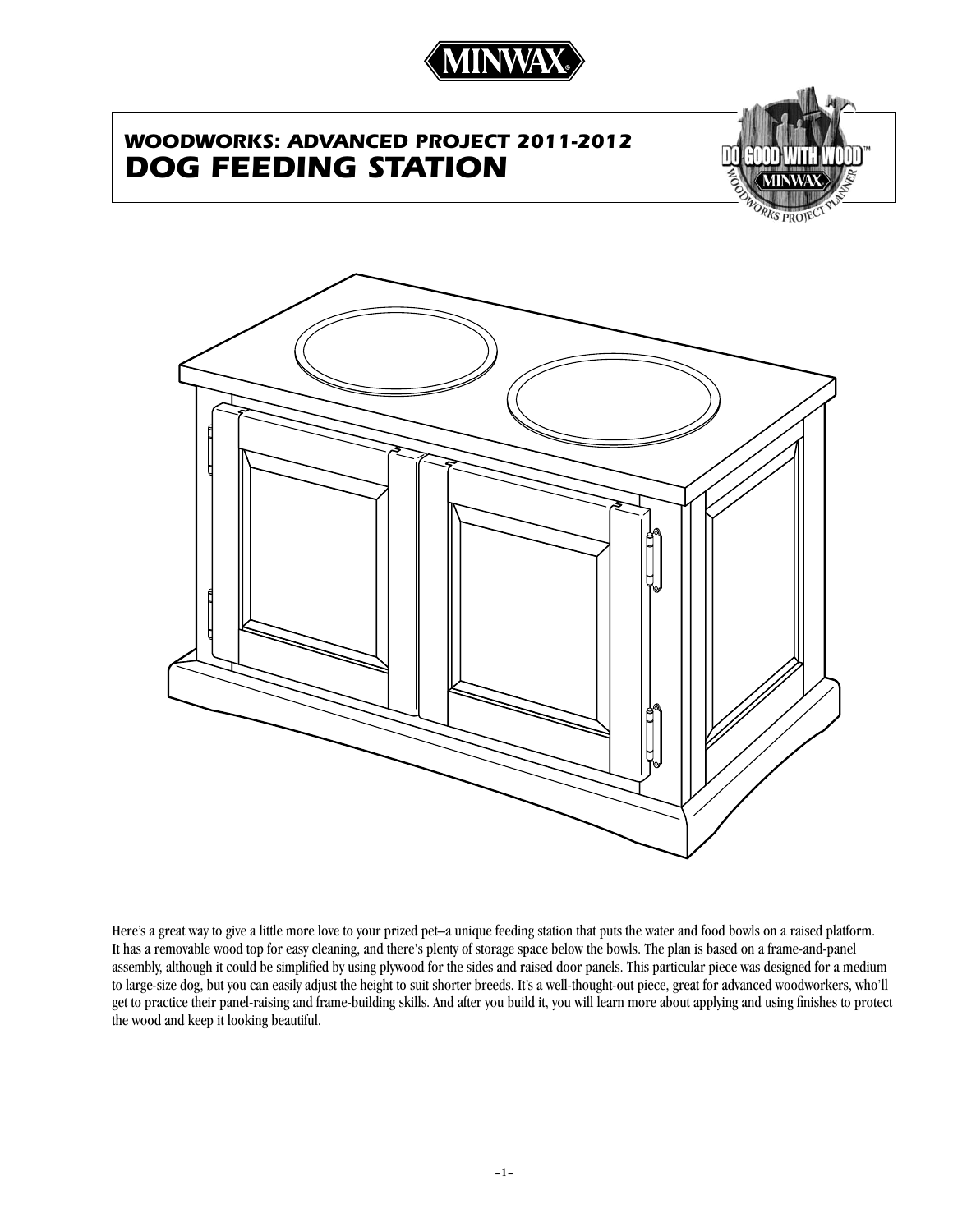MINWAX®

# WOODWORKS: ADVANCED PROJECT 2011-2012
# DOG FEEDING STATION

DO GOOD WITH WOOD™ MINWAX WOODWORKS PROJECT PLANNER

Here's a great way to give a little more love to your prized pet–a unique feeding station that puts the water and food bowls on a raised platform. It has a removable wood top for easy cleaning, and there's plenty of storage space below the bowls. The plan is based on a frame-and-panel assembly, although it could be simplified by using plywood for the sides and raised door panels. This particular piece was designed for a medium to large-size dog, but you can easily adjust the height to suit shorter breeds. It's a well-thought-out piece, great for advanced woodworkers, who'll get to practice their panel-raising and frame-building skills. And after you build it, you will learn more about applying and using finishes to protect the wood and keep it looking beautiful.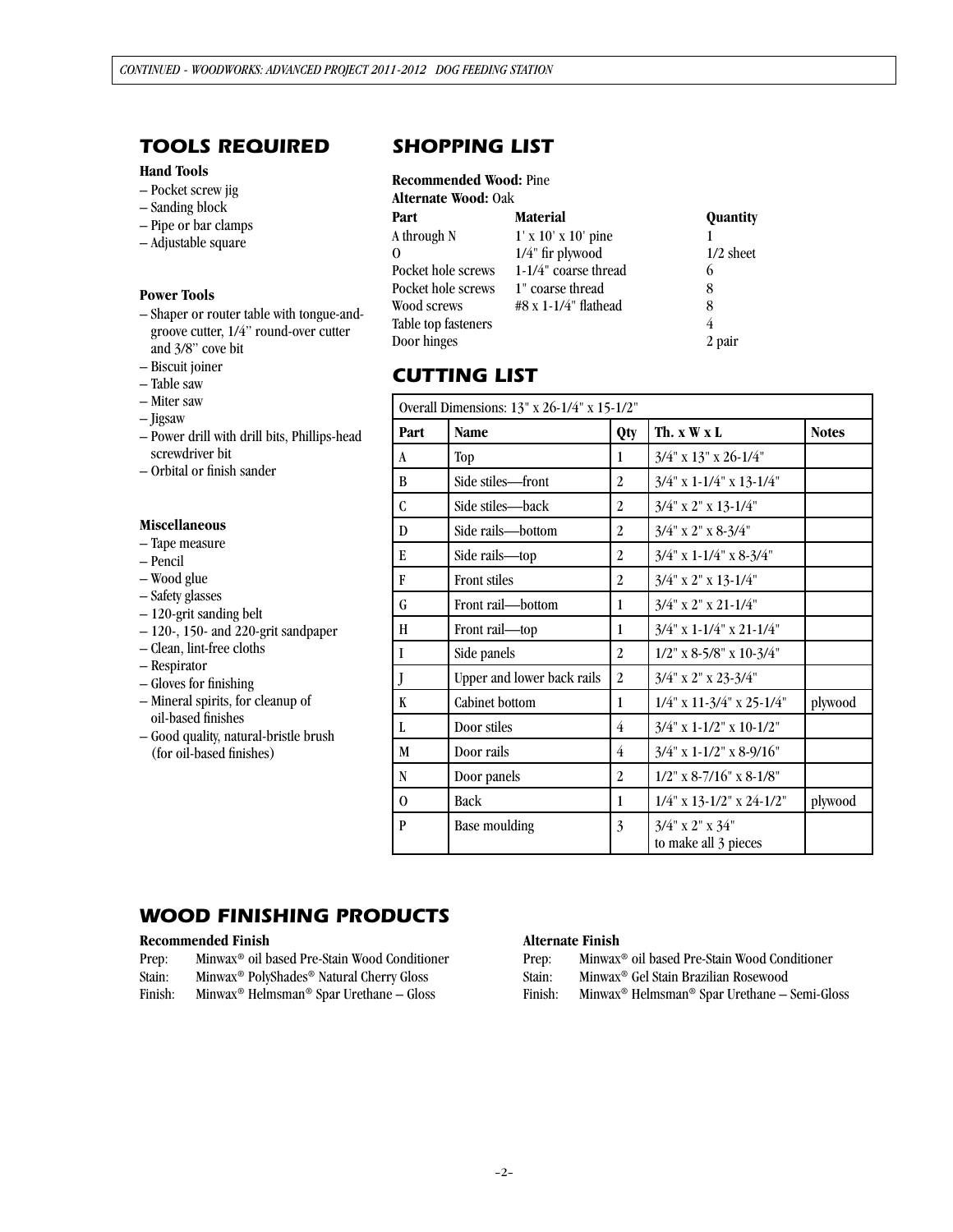## TOOLS REQUIRED

**Hand Tools**

– Pocket screw jig
– Sanding block
– Pipe or bar clamps
– Adjustable square

**Power Tools**

– Shaper or router table with tongue-and-groove cutter, 1/4" round-over cutter and 3/8" cove bit
– Biscuit joiner
– Table saw
– Miter saw
– Jigsaw
– Power drill with drill bits, Phillips-head screwdriver bit
– Orbital or finish sander

**Miscellaneous**

– Tape measure
– Pencil
– Wood glue
– Safety glasses
– 120-grit sanding belt
– 120-, 150- and 220-grit sandpaper
– Clean, lint-free cloths
– Respirator
– Gloves for finishing
– Mineral spirits, for cleanup of oil-based finishes
– Good quality, natural-bristle brush (for oil-based finishes)

## SHOPPING LIST

**Recommended Wood:** Pine
**Alternate Wood:** Oak

| Part | Material | Quantity |
|---|---|---|
| A through N | 1' x 10' x 10' pine | 1 |
| O | 1/4" fir plywood | 1/2 sheet |
| Pocket hole screws | 1-1/4" coarse thread | 6 |
| Pocket hole screws | 1" coarse thread | 8 |
| Wood screws | #8 x 1-1/4" flathead | 8 |
| Table top fasteners | | 4 |
| Door hinges | | 2 pair |

## CUTTING LIST

| Overall Dimensions: 13" x 26-1/4" x 15-1/2" | | | | |
|---|---|---|---|---|
| **Part** | **Name** | **Qty** | **Th. x W x L** | **Notes** |
| A | Top | 1 | 3/4" x 13" x 26-1/4" | |
| B | Side stiles—front | 2 | 3/4" x 1-1/4" x 13-1/4" | |
| C | Side stiles—back | 2 | 3/4" x 2" x 13-1/4" | |
| D | Side rails—bottom | 2 | 3/4" x 2" x 8-3/4" | |
| E | Side rails—top | 2 | 3/4" x 1-1/4" x 8-3/4" | |
| F | Front stiles | 2 | 3/4" x 2" x 13-1/4" | |
| G | Front rail—bottom | 1 | 3/4" x 2" x 21-1/4" | |
| H | Front rail—top | 1 | 3/4" x 1-1/4" x 21-1/4" | |
| I | Side panels | 2 | 1/2" x 8-5/8" x 10-3/4" | |
| J | Upper and lower back rails | 2 | 3/4" x 2" x 23-3/4" | |
| K | Cabinet bottom | 1 | 1/4" x 11-3/4" x 25-1/4" | plywood |
| L | Door stiles | 4 | 3/4" x 1-1/2" x 10-1/2" | |
| M | Door rails | 4 | 3/4" x 1-1/2" x 8-9/16" | |
| N | Door panels | 2 | 1/2" x 8-7/16" x 8-1/8" | |
| O | Back | 1 | 1/4" x 13-1/2" x 24-1/2" | plywood |
| P | Base moulding | 3 | 3/4" x 2" x 34" to make all 3 pieces | |

## WOOD FINISHING PRODUCTS

**Recommended Finish**

Prep: Minwax® oil based Pre-Stain Wood Conditioner
Stain: Minwax® PolyShades® Natural Cherry Gloss
Finish: Minwax® Helmsman® Spar Urethane – Gloss

**Alternate Finish**

Prep: Minwax® oil based Pre-Stain Wood Conditioner
Stain: Minwax® Gel Stain Brazilian Rosewood
Finish: Minwax® Helmsman® Spar Urethane – Semi-Gloss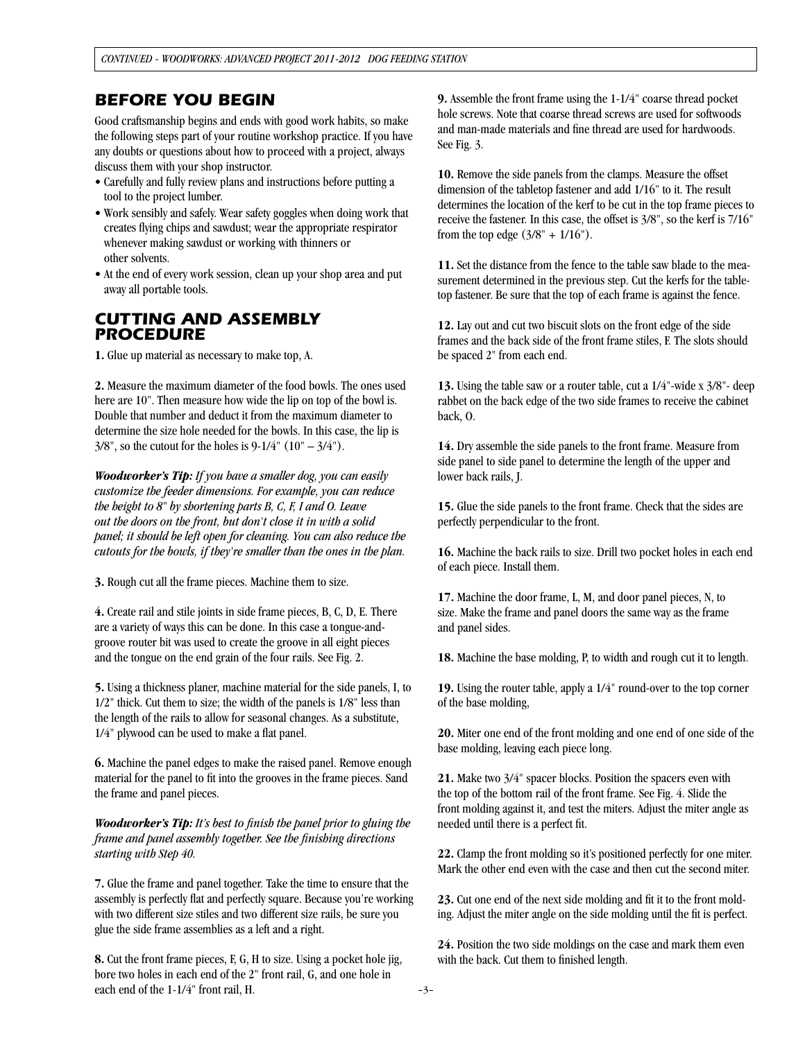## BEFORE YOU BEGIN

Good craftsmanship begins and ends with good work habits, so make the following steps part of your routine workshop practice. If you have any doubts or questions about how to proceed with a project, always discuss them with your shop instructor.

- Carefully and fully review plans and instructions before putting a tool to the project lumber.
- Work sensibly and safely. Wear safety goggles when doing work that creates flying chips and sawdust; wear the appropriate respirator whenever making sawdust or working with thinners or other solvents.
- At the end of every work session, clean up your shop area and put away all portable tools.

## CUTTING AND ASSEMBLY PROCEDURE

**1.** Glue up material as necessary to make top, A.

**2.** Measure the maximum diameter of the food bowls. The ones used here are 10". Then measure how wide the lip on top of the bowl is. Double that number and deduct it from the maximum diameter to determine the size hole needed for the bowls. In this case, the lip is 3/8", so the cutout for the holes is 9-1/4" (10" – 3/4").

***Woodworker's Tip:*** *If you have a smaller dog, you can easily customize the feeder dimensions. For example, you can reduce the height to 8" by shortening parts B, C, F, I and O. Leave out the doors on the front, but don't close it in with a solid panel; it should be left open for cleaning. You can also reduce the cutouts for the bowls, if they're smaller than the ones in the plan.*

**3.** Rough cut all the frame pieces. Machine them to size.

**4.** Create rail and stile joints in side frame pieces, B, C, D, E. There are a variety of ways this can be done. In this case a tongue-and-groove router bit was used to create the groove in all eight pieces and the tongue on the end grain of the four rails. See Fig. 2.

**5.** Using a thickness planer, machine material for the side panels, I, to 1/2" thick. Cut them to size; the width of the panels is 1/8" less than the length of the rails to allow for seasonal changes. As a substitute, 1/4" plywood can be used to make a flat panel.

**6.** Machine the panel edges to make the raised panel. Remove enough material for the panel to fit into the grooves in the frame pieces. Sand the frame and panel pieces.

***Woodworker's Tip:*** *It's best to finish the panel prior to gluing the frame and panel assembly together. See the finishing directions starting with Step 40.*

**7.** Glue the frame and panel together. Take the time to ensure that the assembly is perfectly flat and perfectly square. Because you're working with two different size stiles and two different size rails, be sure you glue the side frame assemblies as a left and a right.

**8.** Cut the front frame pieces, F, G, H to size. Using a pocket hole jig, bore two holes in each end of the 2" front rail, G, and one hole in each end of the 1-1/4" front rail, H.

**9.** Assemble the front frame using the 1-1/4" coarse thread pocket hole screws. Note that coarse thread screws are used for softwoods and man-made materials and fine thread are used for hardwoods. See Fig. 3.

**10.** Remove the side panels from the clamps. Measure the offset dimension of the tabletop fastener and add 1/16" to it. The result determines the location of the kerf to be cut in the top frame pieces to receive the fastener. In this case, the offset is 3/8", so the kerf is 7/16" from the top edge (3/8" + 1/16").

**11.** Set the distance from the fence to the table saw blade to the measurement determined in the previous step. Cut the kerfs for the tabletop fastener. Be sure that the top of each frame is against the fence.

**12.** Lay out and cut two biscuit slots on the front edge of the side frames and the back side of the front frame stiles, F. The slots should be spaced 2" from each end.

**13.** Using the table saw or a router table, cut a 1/4"-wide x 3/8"- deep rabbet on the back edge of the two side frames to receive the cabinet back, O.

**14.** Dry assemble the side panels to the front frame. Measure from side panel to side panel to determine the length of the upper and lower back rails, J.

**15.** Glue the side panels to the front frame. Check that the sides are perfectly perpendicular to the front.

**16.** Machine the back rails to size. Drill two pocket holes in each end of each piece. Install them.

**17.** Machine the door frame, L, M, and door panel pieces, N, to size. Make the frame and panel doors the same way as the frame and panel sides.

**18.** Machine the base molding, P, to width and rough cut it to length.

**19.** Using the router table, apply a 1/4" round-over to the top corner of the base molding,

**20.** Miter one end of the front molding and one end of one side of the base molding, leaving each piece long.

**21.** Make two 3/4" spacer blocks. Position the spacers even with the top of the bottom rail of the front frame. See Fig. 4. Slide the front molding against it, and test the miters. Adjust the miter angle as needed until there is a perfect fit.

**22.** Clamp the front molding so it's positioned perfectly for one miter. Mark the other end even with the case and then cut the second miter.

**23.** Cut one end of the next side molding and fit it to the front molding. Adjust the miter angle on the side molding until the fit is perfect.

**24.** Position the two side moldings on the case and mark them even with the back. Cut them to finished length.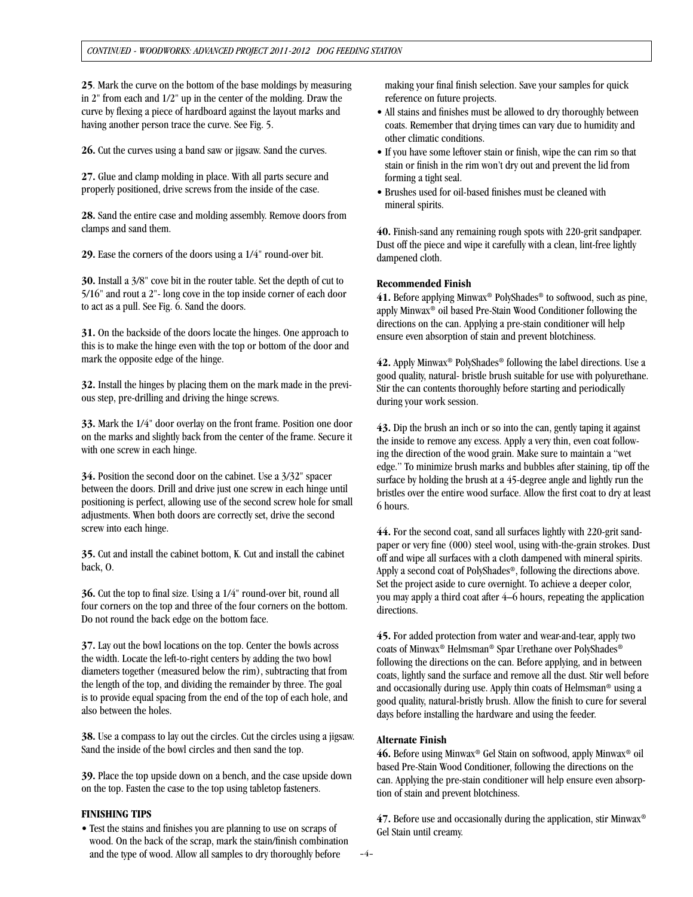**25**. Mark the curve on the bottom of the base moldings by measuring in 2" from each and 1/2" up in the center of the molding. Draw the curve by flexing a piece of hardboard against the layout marks and having another person trace the curve. See Fig. 5.

**26.** Cut the curves using a band saw or jigsaw. Sand the curves.

**27.** Glue and clamp molding in place. With all parts secure and properly positioned, drive screws from the inside of the case.

**28.** Sand the entire case and molding assembly. Remove doors from clamps and sand them.

**29.** Ease the corners of the doors using a 1/4" round-over bit.

**30.** Install a 3/8" cove bit in the router table. Set the depth of cut to 5/16" and rout a 2"- long cove in the top inside corner of each door to act as a pull. See Fig. 6. Sand the doors.

**31.** On the backside of the doors locate the hinges. One approach to this is to make the hinge even with the top or bottom of the door and mark the opposite edge of the hinge.

**32.** Install the hinges by placing them on the mark made in the previous step, pre-drilling and driving the hinge screws.

**33.** Mark the 1/4" door overlay on the front frame. Position one door on the marks and slightly back from the center of the frame. Secure it with one screw in each hinge.

**34.** Position the second door on the cabinet. Use a 3/32" spacer between the doors. Drill and drive just one screw in each hinge until positioning is perfect, allowing use of the second screw hole for small adjustments. When both doors are correctly set, drive the second screw into each hinge.

**35.** Cut and install the cabinet bottom, K. Cut and install the cabinet back, O.

**36.** Cut the top to final size. Using a 1/4" round-over bit, round all four corners on the top and three of the four corners on the bottom. Do not round the back edge on the bottom face.

**37.** Lay out the bowl locations on the top. Center the bowls across the width. Locate the left-to-right centers by adding the two bowl diameters together (measured below the rim), subtracting that from the length of the top, and dividing the remainder by three. The goal is to provide equal spacing from the end of the top of each hole, and also between the holes.

**38.** Use a compass to lay out the circles. Cut the circles using a jigsaw. Sand the inside of the bowl circles and then sand the top.

**39.** Place the top upside down on a bench, and the case upside down on the top. Fasten the case to the top using tabletop fasteners.

**FINISHING TIPS**

- Test the stains and finishes you are planning to use on scraps of wood. On the back of the scrap, mark the stain/finish combination and the type of wood. Allow all samples to dry thoroughly before making your final finish selection. Save your samples for quick reference on future projects.
- All stains and finishes must be allowed to dry thoroughly between coats. Remember that drying times can vary due to humidity and other climatic conditions.
- If you have some leftover stain or finish, wipe the can rim so that stain or finish in the rim won't dry out and prevent the lid from forming a tight seal.
- Brushes used for oil-based finishes must be cleaned with mineral spirits.

**40.** Finish-sand any remaining rough spots with 220-grit sandpaper. Dust off the piece and wipe it carefully with a clean, lint-free lightly dampened cloth.

**Recommended Finish**

**41.** Before applying Minwax® PolyShades® to softwood, such as pine, apply Minwax® oil based Pre-Stain Wood Conditioner following the directions on the can. Applying a pre-stain conditioner will help ensure even absorption of stain and prevent blotchiness.

**42.** Apply Minwax® PolyShades® following the label directions. Use a good quality, natural- bristle brush suitable for use with polyurethane. Stir the can contents thoroughly before starting and periodically during your work session.

**43.** Dip the brush an inch or so into the can, gently taping it against the inside to remove any excess. Apply a very thin, even coat following the direction of the wood grain. Make sure to maintain a "wet edge." To minimize brush marks and bubbles after staining, tip off the surface by holding the brush at a 45-degree angle and lightly run the bristles over the entire wood surface. Allow the first coat to dry at least 6 hours.

**44.** For the second coat, sand all surfaces lightly with 220-grit sandpaper or very fine (000) steel wool, using with-the-grain strokes. Dust off and wipe all surfaces with a cloth dampened with mineral spirits. Apply a second coat of PolyShades®, following the directions above. Set the project aside to cure overnight. To achieve a deeper color, you may apply a third coat after 4–6 hours, repeating the application directions.

**45.** For added protection from water and wear-and-tear, apply two coats of Minwax® Helmsman® Spar Urethane over PolyShades® following the directions on the can. Before applying, and in between coats, lightly sand the surface and remove all the dust. Stir well before and occasionally during use. Apply thin coats of Helmsman® using a good quality, natural-bristly brush. Allow the finish to cure for several days before installing the hardware and using the feeder.

**Alternate Finish**

**46.** Before using Minwax® Gel Stain on softwood, apply Minwax® oil based Pre-Stain Wood Conditioner, following the directions on the can. Applying the pre-stain conditioner will help ensure even absorption of stain and prevent blotchiness.

**47.** Before use and occasionally during the application, stir Minwax® Gel Stain until creamy.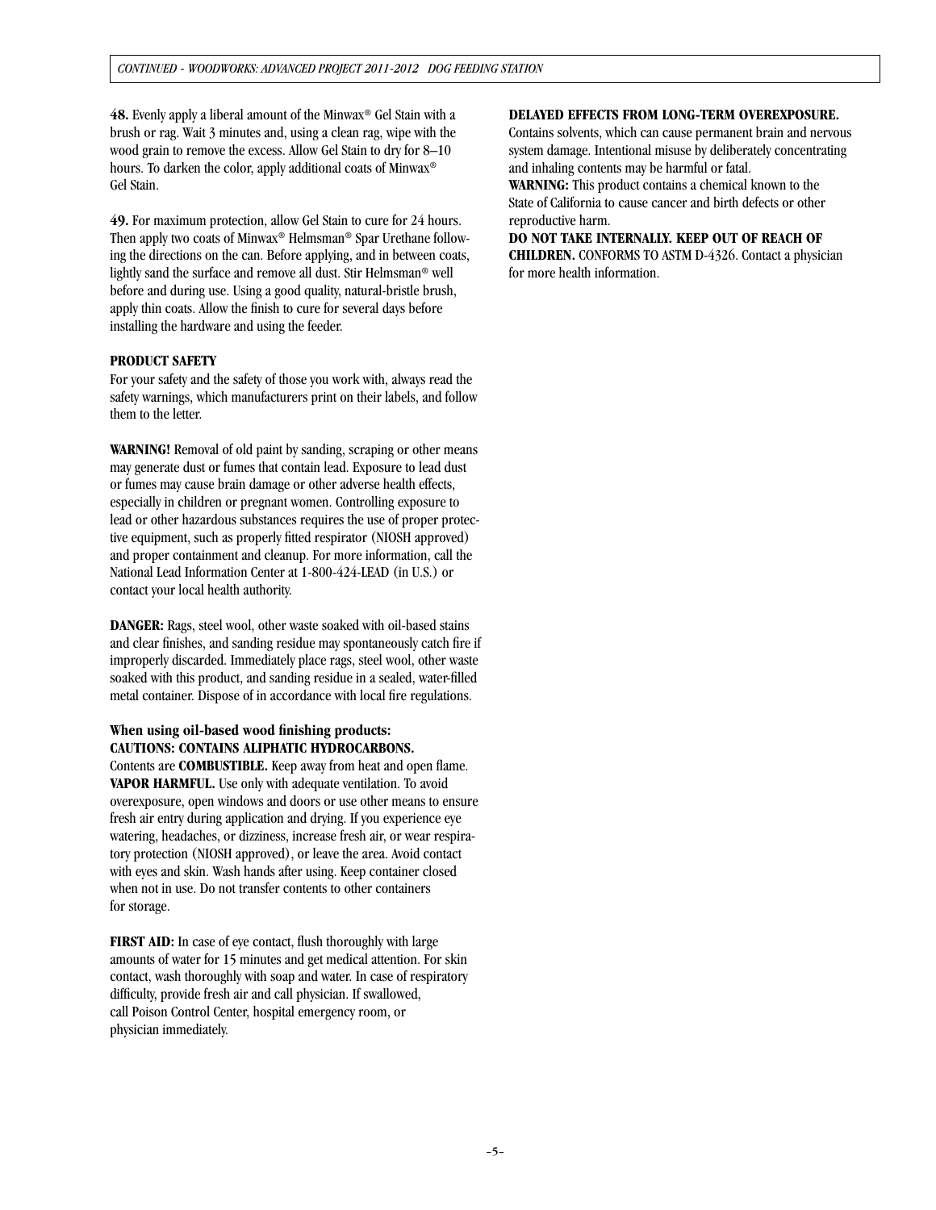**48.** Evenly apply a liberal amount of the Minwax® Gel Stain with a brush or rag. Wait 3 minutes and, using a clean rag, wipe with the wood grain to remove the excess. Allow Gel Stain to dry for 8–10 hours. To darken the color, apply additional coats of Minwax® Gel Stain.

**49.** For maximum protection, allow Gel Stain to cure for 24 hours. Then apply two coats of Minwax® Helmsman® Spar Urethane following the directions on the can. Before applying, and in between coats, lightly sand the surface and remove all dust. Stir Helmsman® well before and during use. Using a good quality, natural-bristle brush, apply thin coats. Allow the finish to cure for several days before installing the hardware and using the feeder.

**PRODUCT SAFETY**

For your safety and the safety of those you work with, always read the safety warnings, which manufacturers print on their labels, and follow them to the letter.

**WARNING!** Removal of old paint by sanding, scraping or other means may generate dust or fumes that contain lead. Exposure to lead dust or fumes may cause brain damage or other adverse health effects, especially in children or pregnant women. Controlling exposure to lead or other hazardous substances requires the use of proper protective equipment, such as properly fitted respirator (NIOSH approved) and proper containment and cleanup. For more information, call the National Lead Information Center at 1-800-424-LEAD (in U.S.) or contact your local health authority.

**DANGER:** Rags, steel wool, other waste soaked with oil-based stains and clear finishes, and sanding residue may spontaneously catch fire if improperly discarded. Immediately place rags, steel wool, other waste soaked with this product, and sanding residue in a sealed, water-filled metal container. Dispose of in accordance with local fire regulations.

**When using oil-based wood finishing products:**
**CAUTIONS: CONTAINS ALIPHATIC HYDROCARBONS.**
Contents are **COMBUSTIBLE.** Keep away from heat and open flame. **VAPOR HARMFUL.** Use only with adequate ventilation. To avoid overexposure, open windows and doors or use other means to ensure fresh air entry during application and drying. If you experience eye watering, headaches, or dizziness, increase fresh air, or wear respiratory protection (NIOSH approved), or leave the area. Avoid contact with eyes and skin. Wash hands after using. Keep container closed when not in use. Do not transfer contents to other containers for storage.

**FIRST AID:** In case of eye contact, flush thoroughly with large amounts of water for 15 minutes and get medical attention. For skin contact, wash thoroughly with soap and water. In case of respiratory difficulty, provide fresh air and call physician. If swallowed, call Poison Control Center, hospital emergency room, or physician immediately.

**DELAYED EFFECTS FROM LONG-TERM OVEREXPOSURE.**
Contains solvents, which can cause permanent brain and nervous system damage. Intentional misuse by deliberately concentrating and inhaling contents may be harmful or fatal.
**WARNING:** This product contains a chemical known to the State of California to cause cancer and birth defects or other reproductive harm.
**DO NOT TAKE INTERNALLY. KEEP OUT OF REACH OF CHILDREN.** CONFORMS TO ASTM D-4326. Contact a physician for more health information.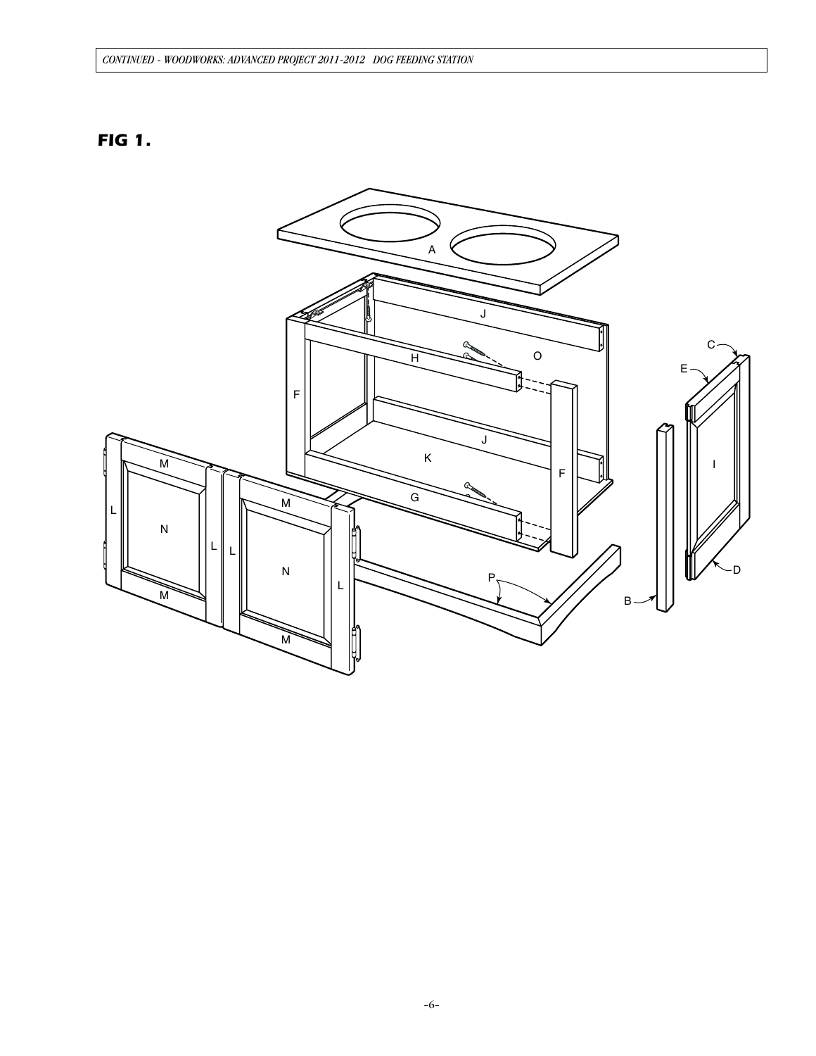**FIG 1.**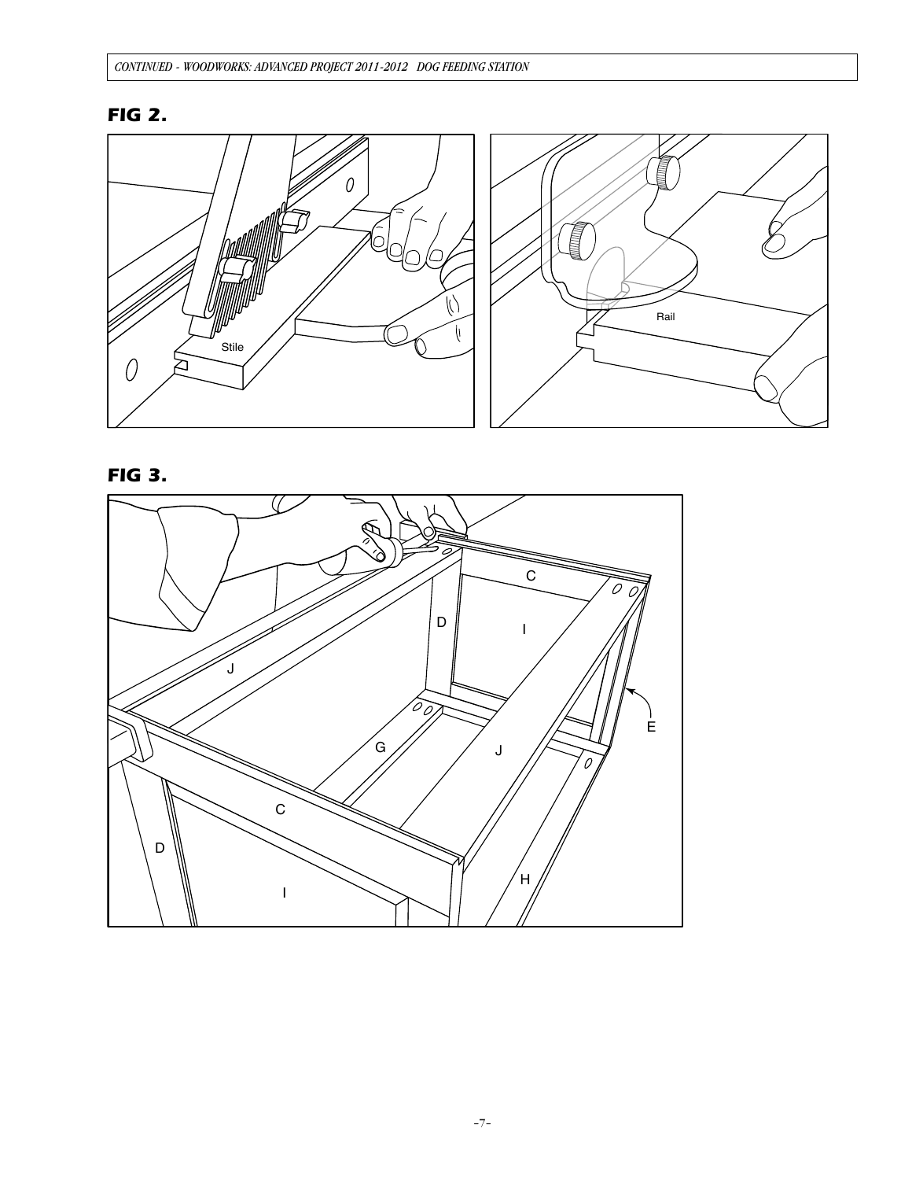## FIG 2.

## FIG 3.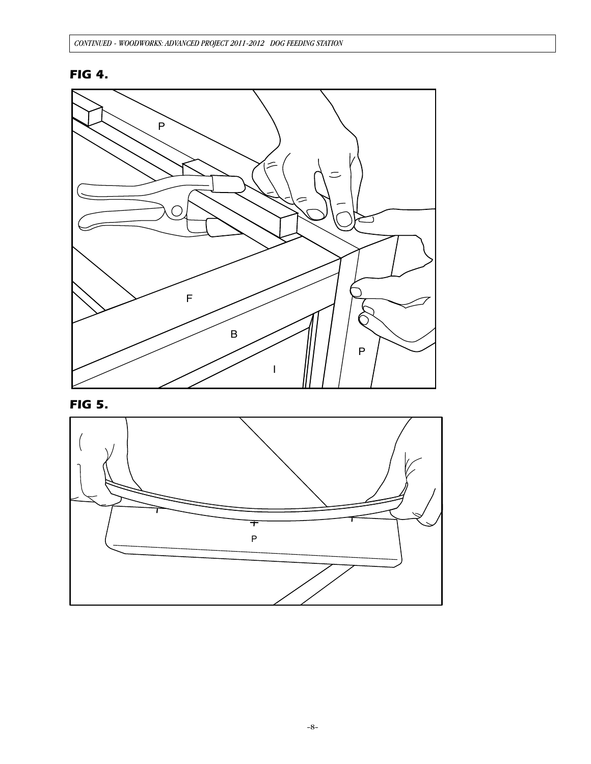## FIG 4.

## FIG 5.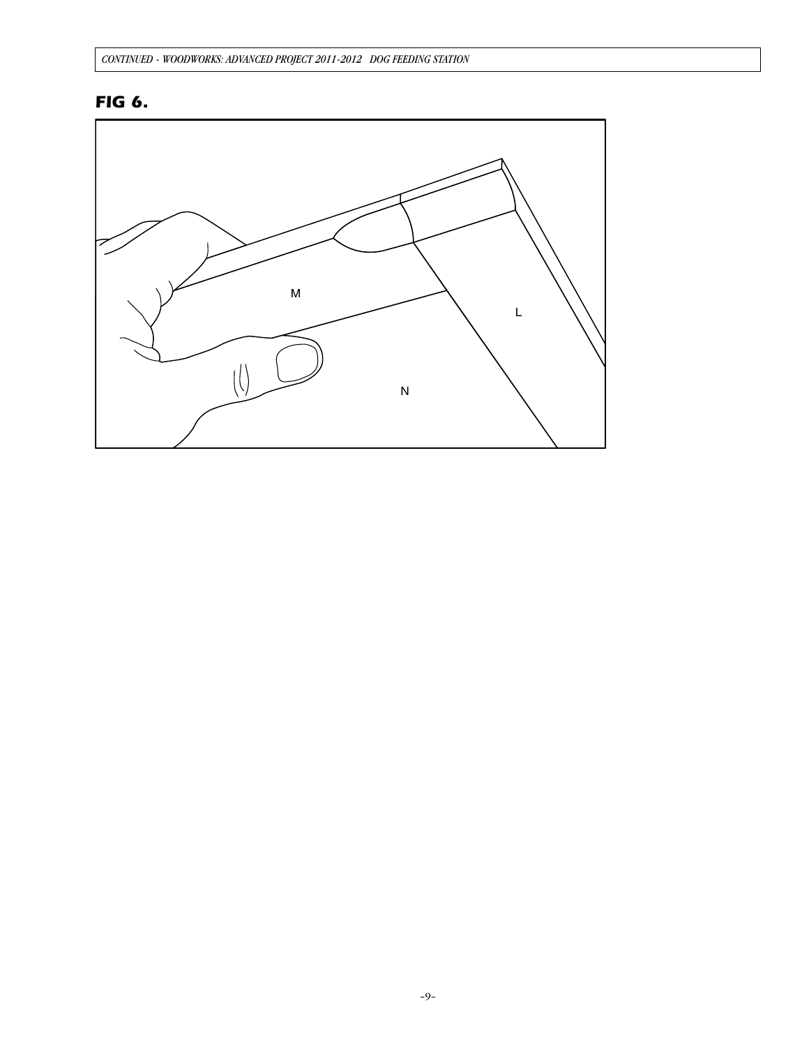**FIG 6.**

M

L

N